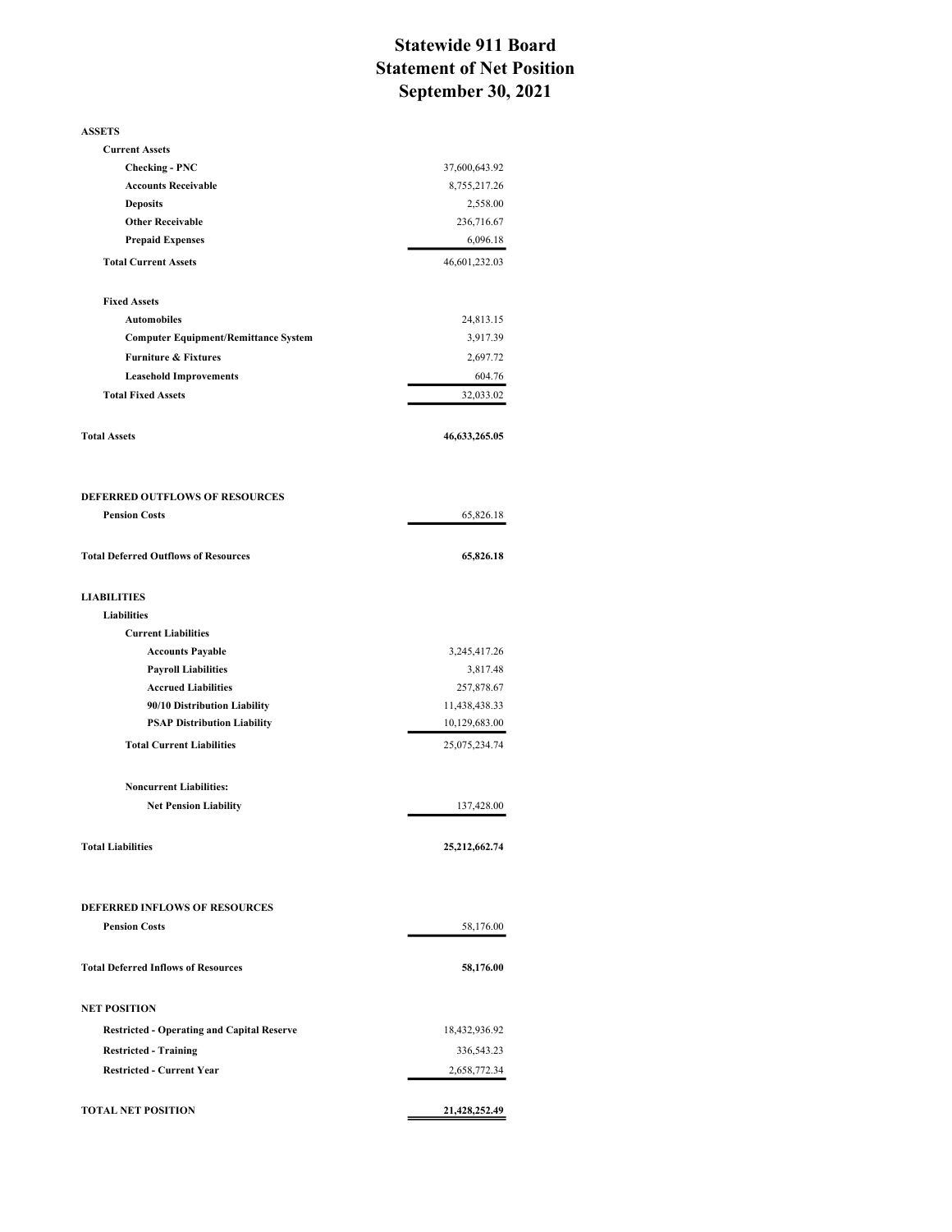# Statewide 911 Board
## Statement of Net Position
## September 30, 2021

| | |
|---|---|
| **ASSETS** | |
| **Current Assets** | |
| **Checking - PNC** | 37,600,643.92 |
| **Accounts Receivable** | 8,755,217.26 |
| **Deposits** | 2,558.00 |
| **Other Receivable** | 236,716.67 |
| **Prepaid Expenses** | 6,096.18 |
| **Total Current Assets** | 46,601,232.03 |
| | |
| **Fixed Assets** | |
| **Automobiles** | 24,813.15 |
| **Computer Equipment/Remittance System** | 3,917.39 |
| **Furniture & Fixtures** | 2,697.72 |
| **Leasehold Improvements** | 604.76 |
| **Total Fixed Assets** | 32,033.02 |
| | |
| **Total Assets** | **46,633,265.05** |
| | |
| **DEFERRED OUTFLOWS OF RESOURCES** | |
| **Pension Costs** | 65,826.18 |
| | |
| **Total Deferred Outflows of Resources** | **65,826.18** |
| | |
| **LIABILITIES** | |
| **Liabilities** | |
| **Current Liabilities** | |
| **Accounts Payable** | 3,245,417.26 |
| **Payroll Liabilities** | 3,817.48 |
| **Accrued Liabilities** | 257,878.67 |
| **90/10 Distribution Liability** | 11,438,438.33 |
| **PSAP Distribution Liability** | 10,129,683.00 |
| **Total Current Liabilities** | 25,075,234.74 |
| | |
| **Noncurrent Liabilities:** | |
| **Net Pension Liability** | 137,428.00 |
| | |
| **Total Liabilities** | **25,212,662.74** |
| | |
| **DEFERRED INFLOWS OF RESOURCES** | |
| **Pension Costs** | 58,176.00 |
| | |
| **Total Deferred Inflows of Resources** | **58,176.00** |
| | |
| **NET POSITION** | |
| **Restricted - Operating and Capital Reserve** | 18,432,936.92 |
| **Restricted - Training** | 336,543.23 |
| **Restricted - Current Year** | 2,658,772.34 |
| | |
| **TOTAL NET POSITION** | **21,428,252.49** |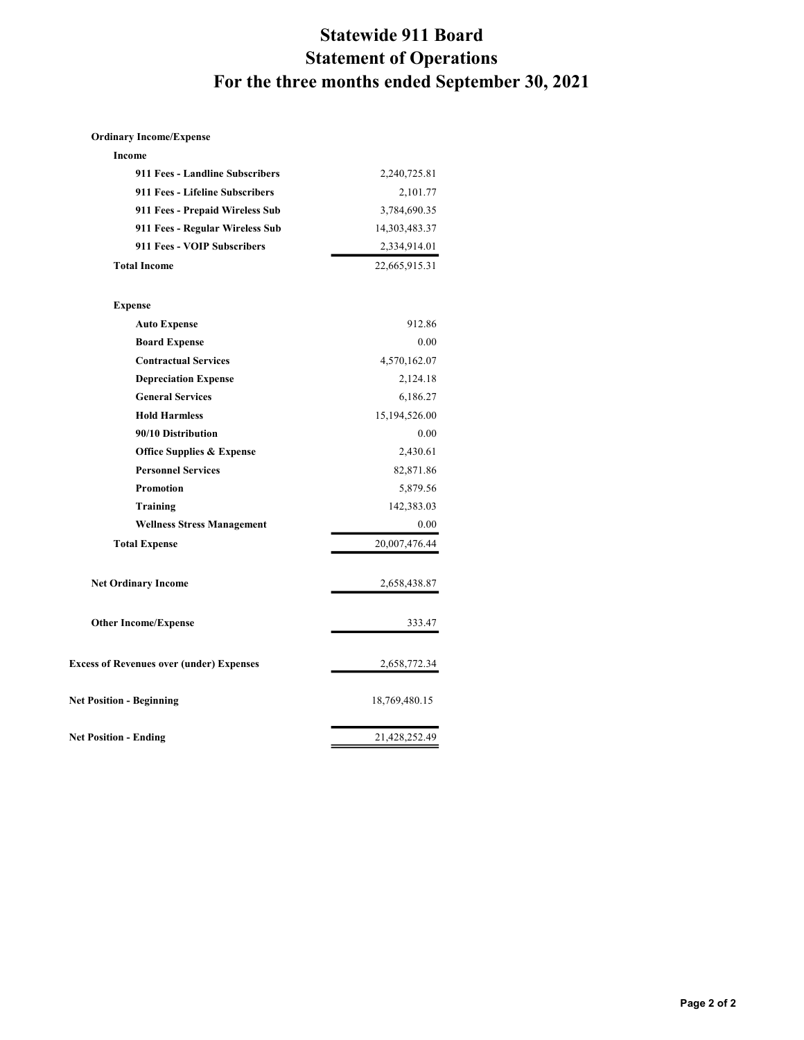# Statewide 911 Board
# Statement of Operations
# For the three months ended September 30, 2021

| | |
|---|---|
| **Ordinary Income/Expense** | |
| **Income** | |
| **911 Fees - Landline Subscribers** | 2,240,725.81 |
| **911 Fees - Lifeline Subscribers** | 2,101.77 |
| **911 Fees - Prepaid Wireless Sub** | 3,784,690.35 |
| **911 Fees - Regular Wireless Sub** | 14,303,483.37 |
| **911 Fees - VOIP Subscribers** | 2,334,914.01 |
| **Total Income** | 22,665,915.31 |
| **Expense** | |
| **Auto Expense** | 912.86 |
| **Board Expense** | 0.00 |
| **Contractual Services** | 4,570,162.07 |
| **Depreciation Expense** | 2,124.18 |
| **General Services** | 6,186.27 |
| **Hold Harmless** | 15,194,526.00 |
| **90/10 Distribution** | 0.00 |
| **Office Supplies & Expense** | 2,430.61 |
| **Personnel Services** | 82,871.86 |
| **Promotion** | 5,879.56 |
| **Training** | 142,383.03 |
| **Wellness Stress Management** | 0.00 |
| **Total Expense** | 20,007,476.44 |
| **Net Ordinary Income** | 2,658,438.87 |
| **Other Income/Expense** | 333.47 |
| **Excess of Revenues over (under) Expenses** | 2,658,772.34 |
| **Net Position - Beginning** | 18,769,480.15 |
| **Net Position - Ending** | 21,428,252.49 |